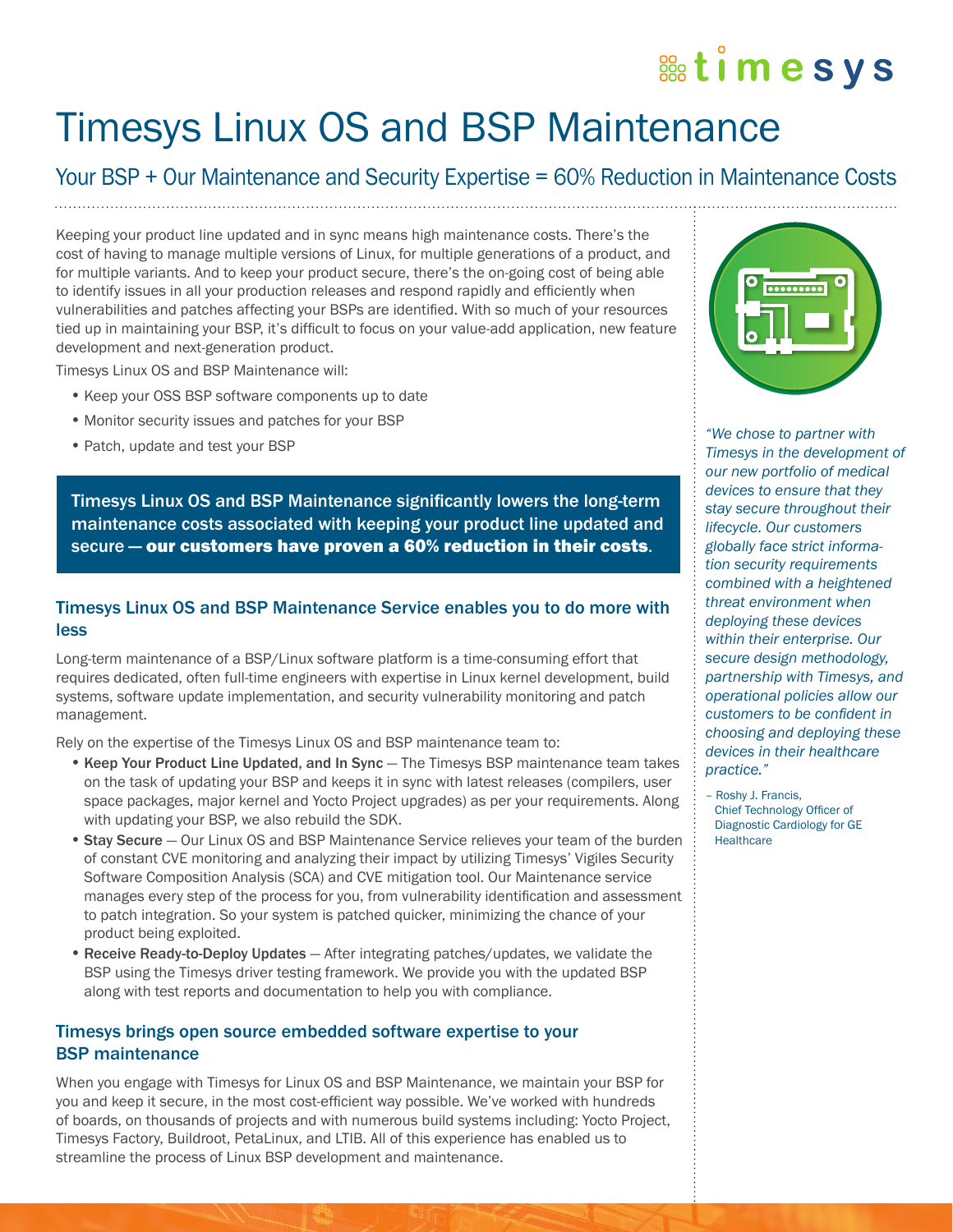# Timesys Linux OS and BSP Maintenance

## Your BSP + Our Maintenance and Security Expertise = 60% Reduction in Maintenance Costs

Keeping your product line updated and in sync means high maintenance costs. There's the cost of having to manage multiple versions of Linux, for multiple generations of a product, and for multiple variants. And to keep your product secure, there's the on-going cost of being able to identify issues in all your production releases and respond rapidly and efficiently when vulnerabilities and patches affecting your BSPs are identified. With so much of your resources tied up in maintaining your BSP, it's difficult to focus on your value-add application, new feature development and next-generation product.

Timesys Linux OS and BSP Maintenance will:

- Keep your OSS BSP software components up to date
- Monitor security issues and patches for your BSP
- Patch, update and test your BSP

**Timesys Linux OS and BSP Maintenance significantly lowers the long-term maintenance costs associated with keeping your product line updated and secure — our customers have proven a 60% reduction in their costs.**

### Timesys Linux OS and BSP Maintenance Service enables you to do more with less

Long-term maintenance of a BSP/Linux software platform is a time-consuming effort that requires dedicated, often full-time engineers with expertise in Linux kernel development, build systems, software update implementation, and security vulnerability monitoring and patch management.

Rely on the expertise of the Timesys Linux OS and BSP maintenance team to:

- **Keep Your Product Line Updated, and In Sync** — The Timesys BSP maintenance team takes on the task of updating your BSP and keeps it in sync with latest releases (compilers, user space packages, major kernel and Yocto Project upgrades) as per your requirements. Along with updating your BSP, we also rebuild the SDK.
- **Stay Secure** — Our Linux OS and BSP Maintenance Service relieves your team of the burden of constant CVE monitoring and analyzing their impact by utilizing Timesys' Vigiles Security Software Composition Analysis (SCA) and CVE mitigation tool. Our Maintenance service manages every step of the process for you, from vulnerability identification and assessment to patch integration. So your system is patched quicker, minimizing the chance of your product being exploited.
- **Receive Ready-to-Deploy Updates** — After integrating patches/updates, we validate the BSP using the Timesys driver testing framework. We provide you with the updated BSP along with test reports and documentation to help you with compliance.

### Timesys brings open source embedded software expertise to your BSP maintenance

When you engage with Timesys for Linux OS and BSP Maintenance, we maintain your BSP for you and keep it secure, in the most cost-efficient way possible. We've worked with hundreds of boards, on thousands of projects and with numerous build systems including: Yocto Project, Timesys Factory, Buildroot, PetaLinux, and LTIB. All of this experience has enabled us to streamline the process of Linux BSP development and maintenance.

*"We chose to partner with Timesys in the development of our new portfolio of medical devices to ensure that they stay secure throughout their lifecycle. Our customers globally face strict information security requirements combined with a heightened threat environment when deploying these devices within their enterprise. Our secure design methodology, partnership with Timesys, and operational policies allow our customers to be confident in choosing and deploying these devices in their healthcare practice."*

– Roshy J. Francis, Chief Technology Officer of Diagnostic Cardiology for GE Healthcare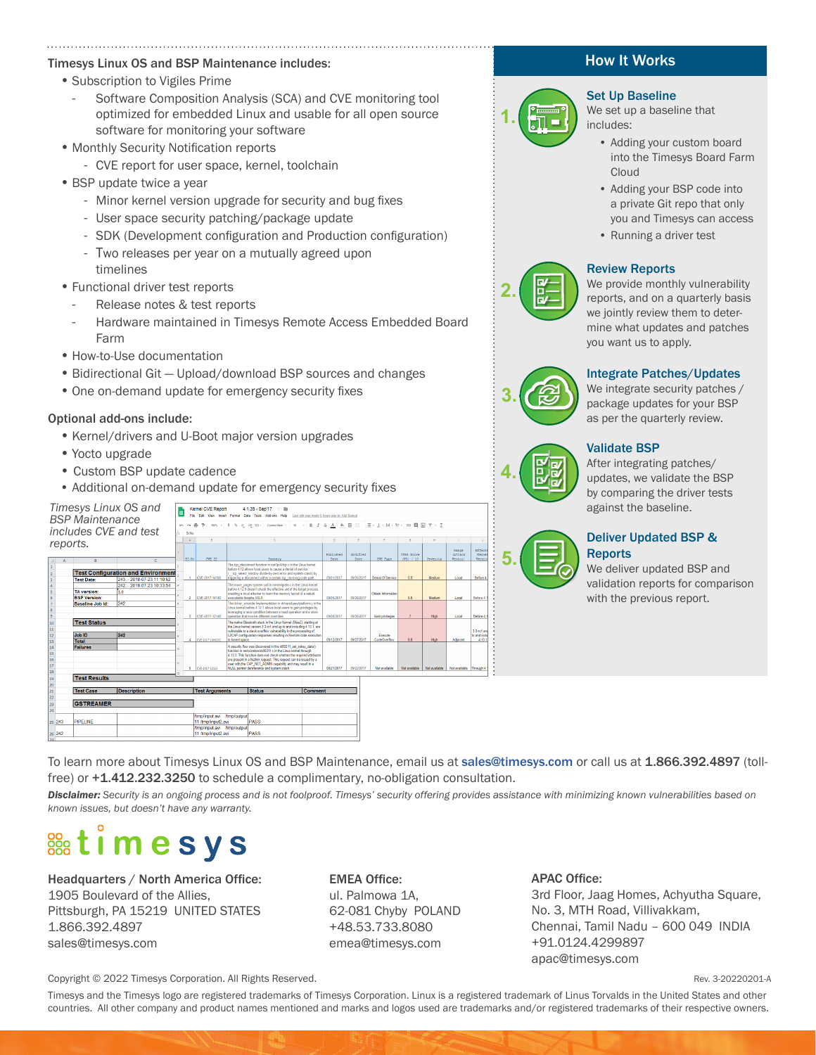## Timesys Linux OS and BSP Maintenance includes:

- Subscription to Vigiles Prime
  - Software Composition Analysis (SCA) and CVE monitoring tool optimized for embedded Linux and usable for all open source software for monitoring your software
- Monthly Security Notification reports
  - CVE report for user space, kernel, toolchain
- BSP update twice a year
  - Minor kernel version upgrade for security and bug fixes
  - User space security patching/package update
  - SDK (Development configuration and Production configuration)
  - Two releases per year on a mutually agreed upon timelines
- Functional driver test reports
  - Release notes & test reports
  - Hardware maintained in Timesys Remote Access Embedded Board Farm
- How-to-Use documentation
- Bidirectional Git — Upload/download BSP sources and changes
- One on-demand update for emergency security fixes

## Optional add-ons include:

- Kernel/drivers and U-Boot major version upgrades
- Yocto upgrade
- Custom BSP update cadence
- Additional on-demand update for emergency security fixes

*Timesys Linux OS and BSP Maintenance includes CVE and test reports.*

## How It Works

**1. Set Up Baseline**

We set up a baseline that includes:

- Adding your custom board into the Timesys Board Farm Cloud
- Adding your BSP code into a private Git repo that only you and Timesys can access
- Running a driver test

**2. Review Reports**

We provide monthly vulnerability reports, and on a quarterly basis we jointly review them to determine what updates and patches you want us to apply.

**3. Integrate Patches/Updates**

We integrate security patches / package updates for your BSP as per the quarterly review.

**4. Validate BSP**

After integrating patches/updates, we validate the BSP by comparing the driver tests against the baseline.

**5. Deliver Updated BSP & Reports**

We deliver updated BSP and validation reports for comparison with the previous report.

To learn more about Timesys Linux OS and BSP Maintenance, email us at **sales@timesys.com** or call us at **1.866.392.4897** (toll-free) or **+1.412.232.3250** to schedule a complimentary, no-obligation consultation.

***Disclaimer:*** *Security is an ongoing process and is not foolproof. Timesys' security offering provides assistance with minimizing known vulnerabilities based on known issues, but doesn't have any warranty.*

**timesys**

**Headquarters / North America Office:**
1905 Boulevard of the Allies,
Pittsburgh, PA 15219 UNITED STATES
1.866.392.4897
sales@timesys.com

**EMEA Office:**
ul. Palmowa 1A,
62-081 Chyby POLAND
+48.53.733.8080
emea@timesys.com

**APAC Office:**
3rd Floor, Jaag Homes, Achyutha Square,
No. 3, MTH Road, Villivakkam,
Chennai, Tamil Nadu – 600 049 INDIA
+91.0124.4299897
apac@timesys.com

Copyright © 2022 Timesys Corporation. All Rights Reserved.

Rev. 3-20220201-A

Timesys and the Timesys logo are registered trademarks of Timesys Corporation. Linux is a registered trademark of Linus Torvalds in the United States and other countries. All other company and product names mentioned and marks and logos used are trademarks and/or registered trademarks of their respective owners.